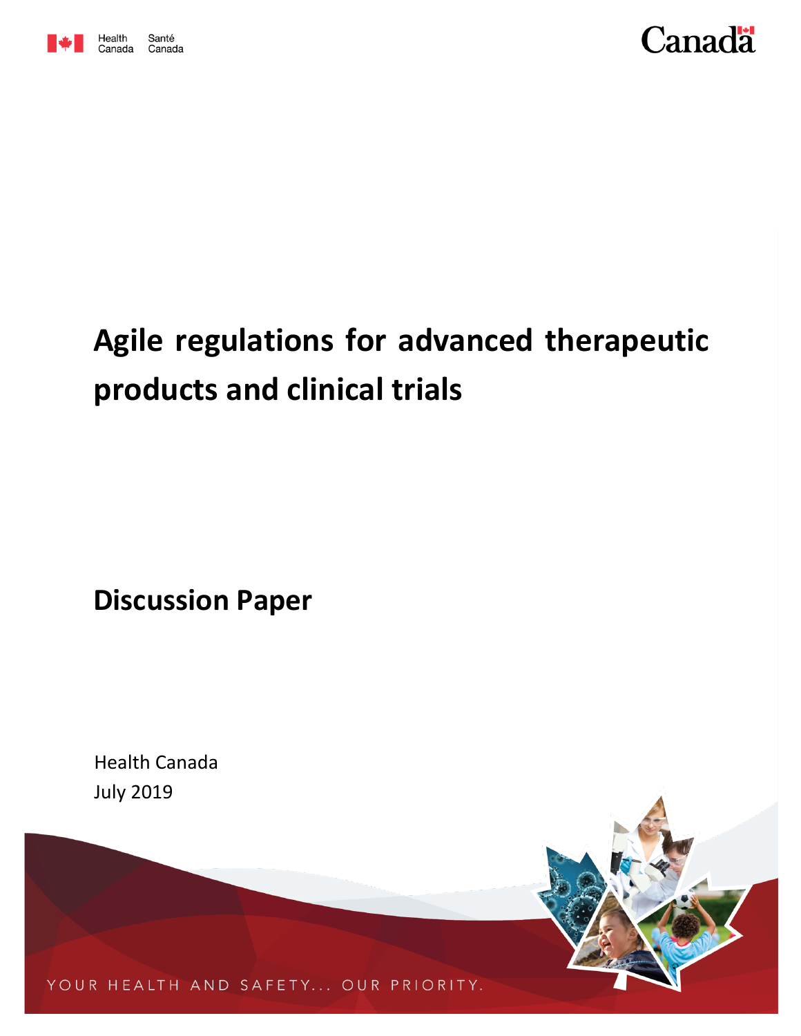Health Canada Santé Canada

Canada

# Agile regulations for advanced therapeutic products and clinical trials

## Discussion Paper

Health Canada
July 2019

YOUR HEALTH AND SAFETY... OUR PRIORITY.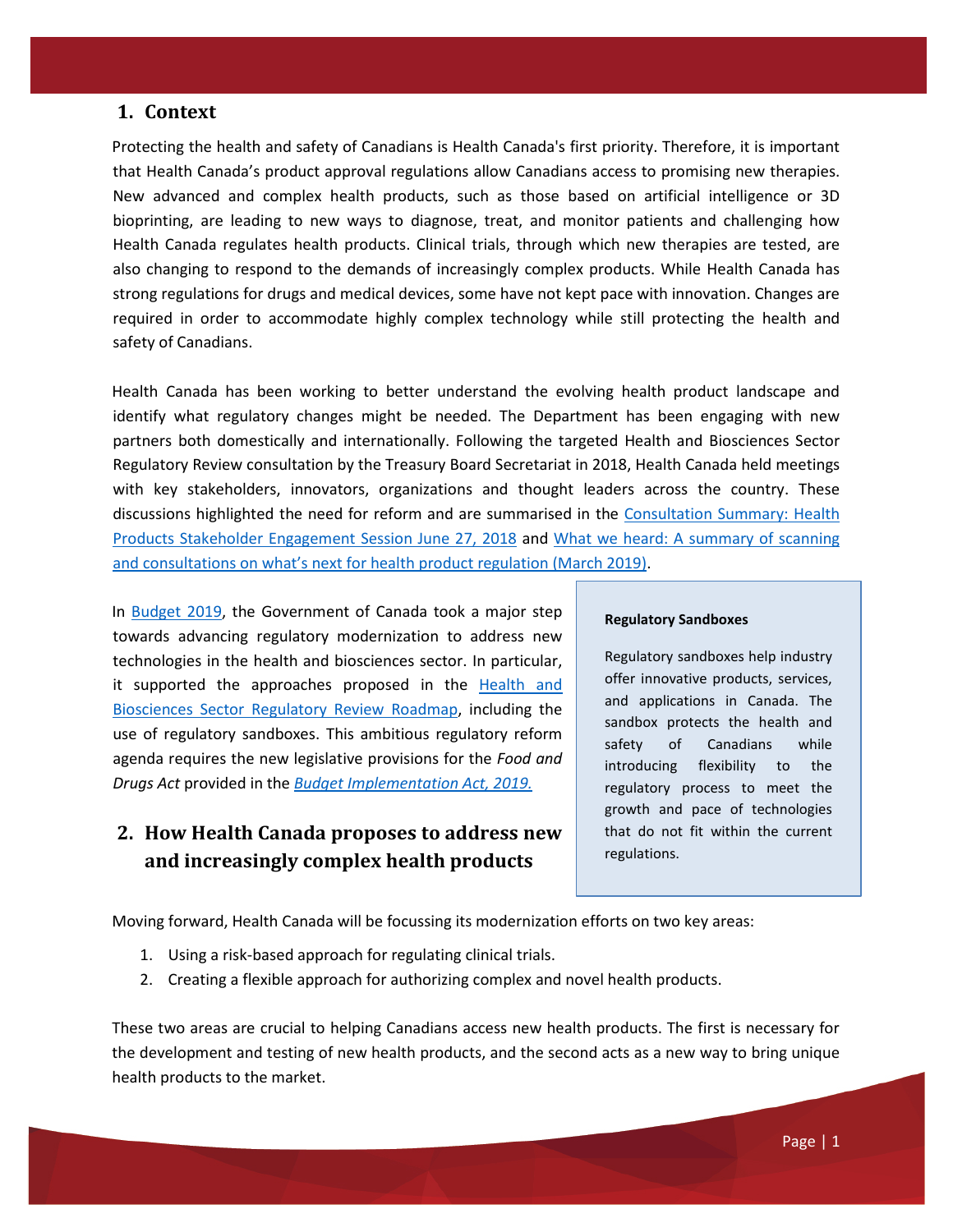## 1. Context

Protecting the health and safety of Canadians is Health Canada's first priority. Therefore, it is important that Health Canada's product approval regulations allow Canadians access to promising new therapies. New advanced and complex health products, such as those based on artificial intelligence or 3D bioprinting, are leading to new ways to diagnose, treat, and monitor patients and challenging how Health Canada regulates health products. Clinical trials, through which new therapies are tested, are also changing to respond to the demands of increasingly complex products. While Health Canada has strong regulations for drugs and medical devices, some have not kept pace with innovation. Changes are required in order to accommodate highly complex technology while still protecting the health and safety of Canadians.

Health Canada has been working to better understand the evolving health product landscape and identify what regulatory changes might be needed. The Department has been engaging with new partners both domestically and internationally. Following the targeted Health and Biosciences Sector Regulatory Review consultation by the Treasury Board Secretariat in 2018, Health Canada held meetings with key stakeholders, innovators, organizations and thought leaders across the country. These discussions highlighted the need for reform and are summarised in the Consultation Summary: Health Products Stakeholder Engagement Session June 27, 2018 and What we heard: A summary of scanning and consultations on what's next for health product regulation (March 2019).

In Budget 2019, the Government of Canada took a major step towards advancing regulatory modernization to address new technologies in the health and biosciences sector. In particular, it supported the approaches proposed in the Health and Biosciences Sector Regulatory Review Roadmap, including the use of regulatory sandboxes. This ambitious regulatory reform agenda requires the new legislative provisions for the *Food and Drugs Act* provided in the *Budget Implementation Act, 2019.*

> **Regulatory Sandboxes**
>
> Regulatory sandboxes help industry offer innovative products, services, and applications in Canada. The sandbox protects the health and safety of Canadians while introducing flexibility to the regulatory process to meet the growth and pace of technologies that do not fit within the current regulations.

## 2. How Health Canada proposes to address new and increasingly complex health products

Moving forward, Health Canada will be focussing its modernization efforts on two key areas:

1. Using a risk-based approach for regulating clinical trials.
2. Creating a flexible approach for authorizing complex and novel health products.

These two areas are crucial to helping Canadians access new health products. The first is necessary for the development and testing of new health products, and the second acts as a new way to bring unique health products to the market.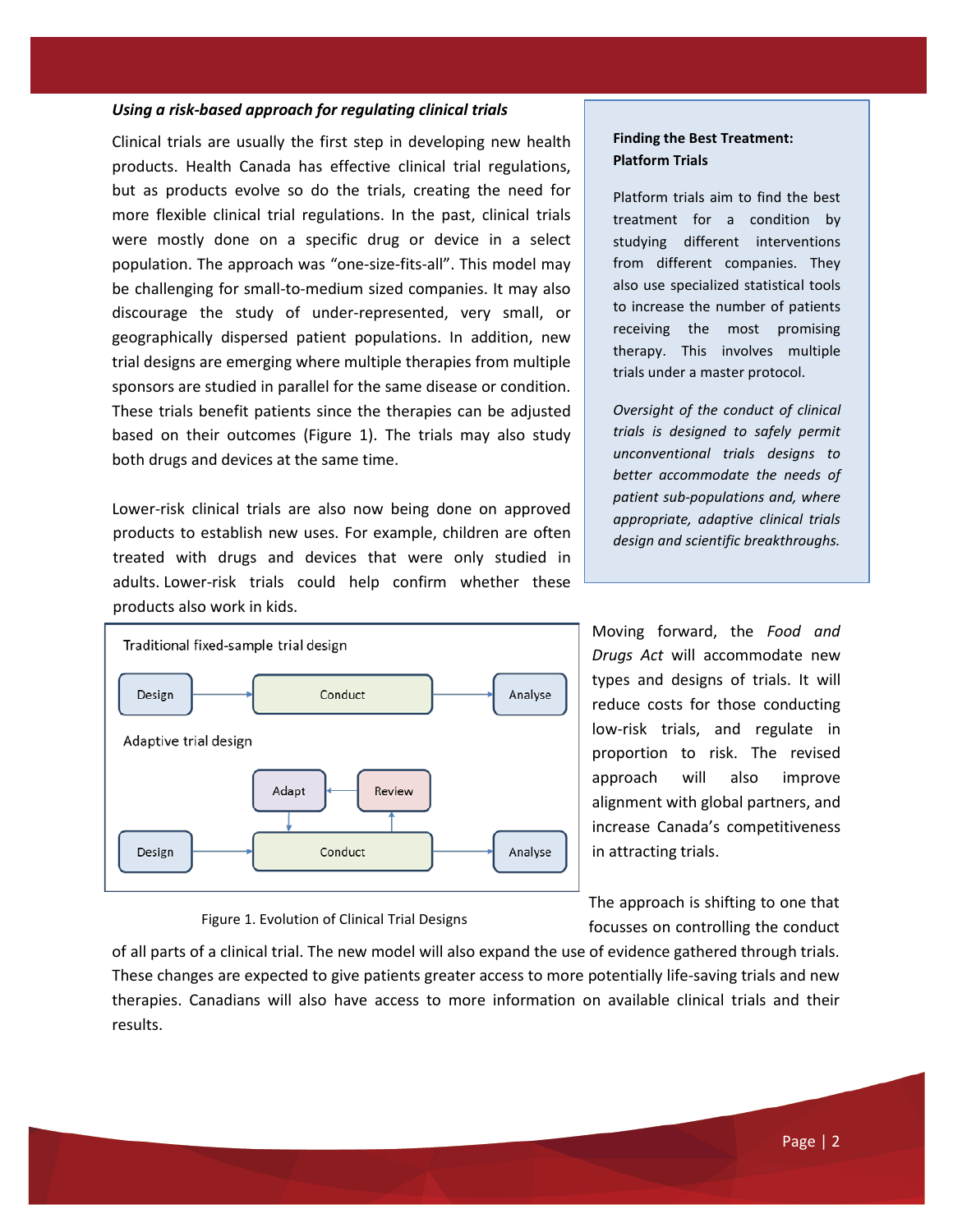### *Using a risk-based approach for regulating clinical trials*

Clinical trials are usually the first step in developing new health products. Health Canada has effective clinical trial regulations, but as products evolve so do the trials, creating the need for more flexible clinical trial regulations. In the past, clinical trials were mostly done on a specific drug or device in a select population. The approach was "one-size-fits-all". This model may be challenging for small-to-medium sized companies. It may also discourage the study of under-represented, very small, or geographically dispersed patient populations. In addition, new trial designs are emerging where multiple therapies from multiple sponsors are studied in parallel for the same disease or condition. These trials benefit patients since the therapies can be adjusted based on their outcomes (Figure 1). The trials may also study both drugs and devices at the same time.

Lower-risk clinical trials are also now being done on approved products to establish new uses. For example, children are often treated with drugs and devices that were only studied in adults. Lower-risk trials could help confirm whether these products also work in kids.

> **Finding the Best Treatment: Platform Trials**
>
> Platform trials aim to find the best treatment for a condition by studying different interventions from different companies. They also use specialized statistical tools to increase the number of patients receiving the most promising therapy. This involves multiple trials under a master protocol.
>
> *Oversight of the conduct of clinical trials is designed to safely permit unconventional trials designs to better accommodate the needs of patient sub-populations and, where appropriate, adaptive clinical trials design and scientific breakthroughs.*

Traditional fixed-sample trial design

Design → Conduct → Analyse

Adaptive trial design

Design → Conduct → Analyse (Conduct → Review → Adapt → Conduct)

Figure 1. Evolution of Clinical Trial Designs

Moving forward, the *Food and Drugs Act* will accommodate new types and designs of trials. It will reduce costs for those conducting low-risk trials, and regulate in proportion to risk. The revised approach will also improve alignment with global partners, and increase Canada's competitiveness in attracting trials.

The approach is shifting to one that focusses on controlling the conduct of all parts of a clinical trial. The new model will also expand the use of evidence gathered through trials. These changes are expected to give patients greater access to more potentially life-saving trials and new therapies. Canadians will also have access to more information on available clinical trials and their results.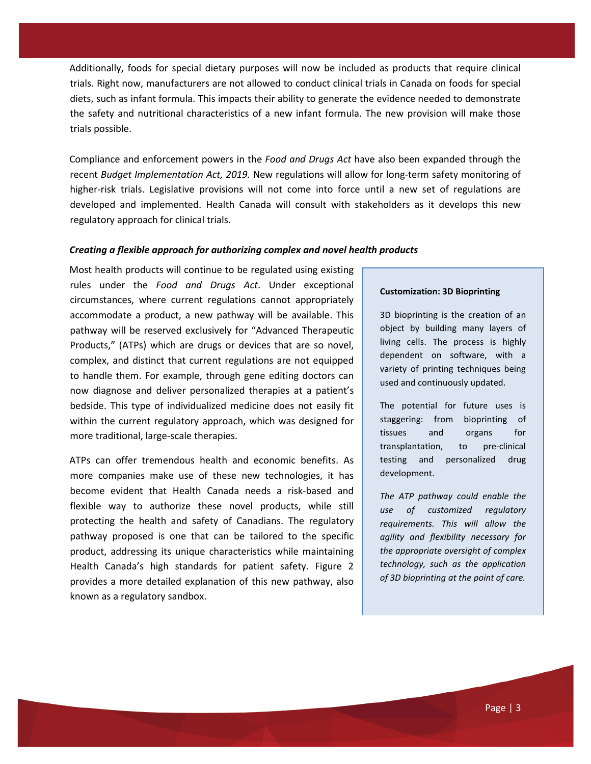Additionally, foods for special dietary purposes will now be included as products that require clinical trials. Right now, manufacturers are not allowed to conduct clinical trials in Canada on foods for special diets, such as infant formula. This impacts their ability to generate the evidence needed to demonstrate the safety and nutritional characteristics of a new infant formula. The new provision will make those trials possible.

Compliance and enforcement powers in the *Food and Drugs Act* have also been expanded through the recent *Budget Implementation Act, 2019.* New regulations will allow for long-term safety monitoring of higher-risk trials. Legislative provisions will not come into force until a new set of regulations are developed and implemented. Health Canada will consult with stakeholders as it develops this new regulatory approach for clinical trials.

### *Creating a flexible approach for authorizing complex and novel health products*

Most health products will continue to be regulated using existing rules under the *Food and Drugs Act*. Under exceptional circumstances, where current regulations cannot appropriately accommodate a product, a new pathway will be available. This pathway will be reserved exclusively for "Advanced Therapeutic Products," (ATPs) which are drugs or devices that are so novel, complex, and distinct that current regulations are not equipped to handle them. For example, through gene editing doctors can now diagnose and deliver personalized therapies at a patient's bedside. This type of individualized medicine does not easily fit within the current regulatory approach, which was designed for more traditional, large-scale therapies.

ATPs can offer tremendous health and economic benefits. As more companies make use of these new technologies, it has become evident that Health Canada needs a risk-based and flexible way to authorize these novel products, while still protecting the health and safety of Canadians. The regulatory pathway proposed is one that can be tailored to the specific product, addressing its unique characteristics while maintaining Health Canada's high standards for patient safety. Figure 2 provides a more detailed explanation of this new pathway, also known as a regulatory sandbox.

**Customization: 3D Bioprinting**

3D bioprinting is the creation of an object by building many layers of living cells. The process is highly dependent on software, with a variety of printing techniques being used and continuously updated.

The potential for future uses is staggering: from bioprinting of tissues and organs for transplantation, to pre-clinical testing and personalized drug development.

*The ATP pathway could enable the use of customized regulatory requirements. This will allow the agility and flexibility necessary for the appropriate oversight of complex technology, such as the application of 3D bioprinting at the point of care.*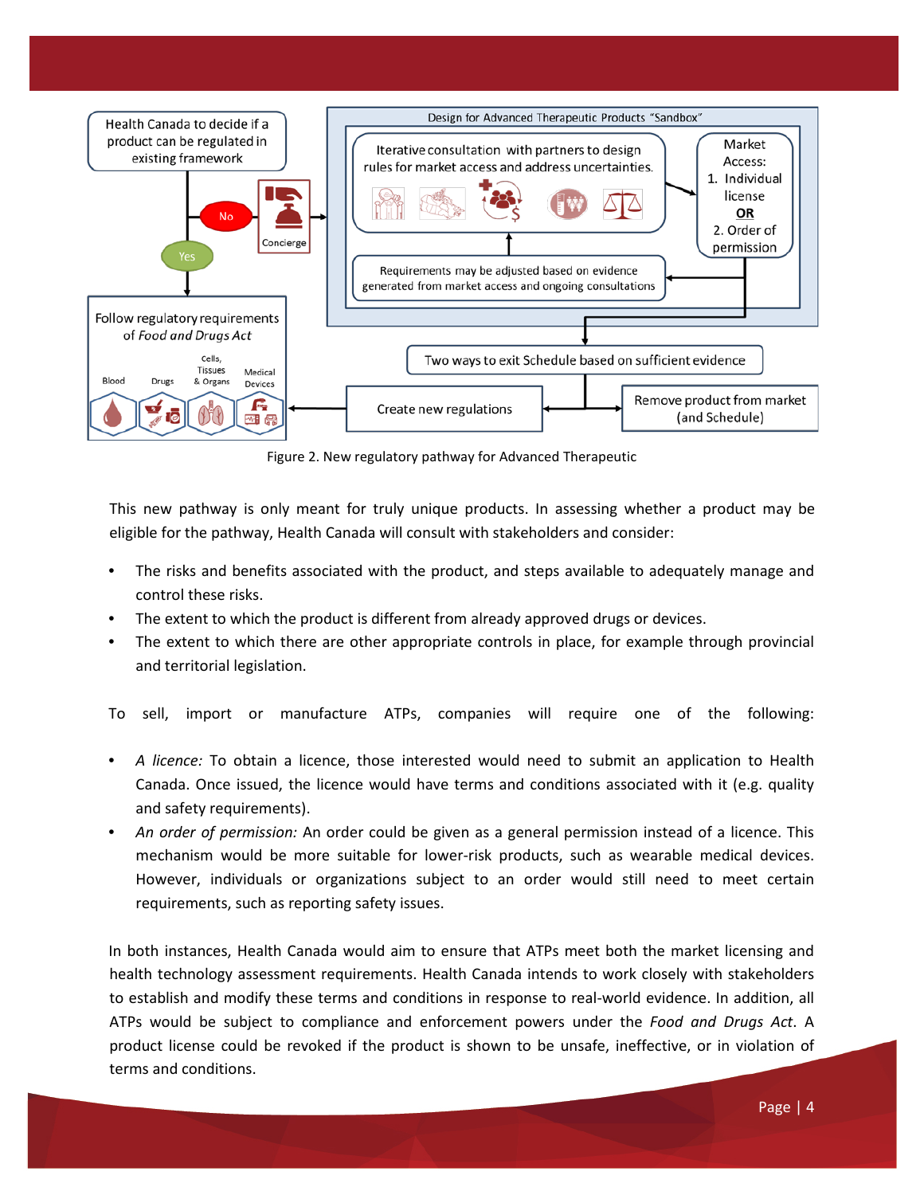Figure 2. New regulatory pathway for Advanced Therapeutic

This new pathway is only meant for truly unique products. In assessing whether a product may be eligible for the pathway, Health Canada will consult with stakeholders and consider:

- The risks and benefits associated with the product, and steps available to adequately manage and control these risks.
- The extent to which the product is different from already approved drugs or devices.
- The extent to which there are other appropriate controls in place, for example through provincial and territorial legislation.

To sell, import or manufacture ATPs, companies will require one of the following:

- *A licence:* To obtain a licence, those interested would need to submit an application to Health Canada. Once issued, the licence would have terms and conditions associated with it (e.g. quality and safety requirements).
- *An order of permission:* An order could be given as a general permission instead of a licence. This mechanism would be more suitable for lower-risk products, such as wearable medical devices. However, individuals or organizations subject to an order would still need to meet certain requirements, such as reporting safety issues.

In both instances, Health Canada would aim to ensure that ATPs meet both the market licensing and health technology assessment requirements. Health Canada intends to work closely with stakeholders to establish and modify these terms and conditions in response to real-world evidence. In addition, all ATPs would be subject to compliance and enforcement powers under the *Food and Drugs Act*. A product license could be revoked if the product is shown to be unsafe, ineffective, or in violation of terms and conditions.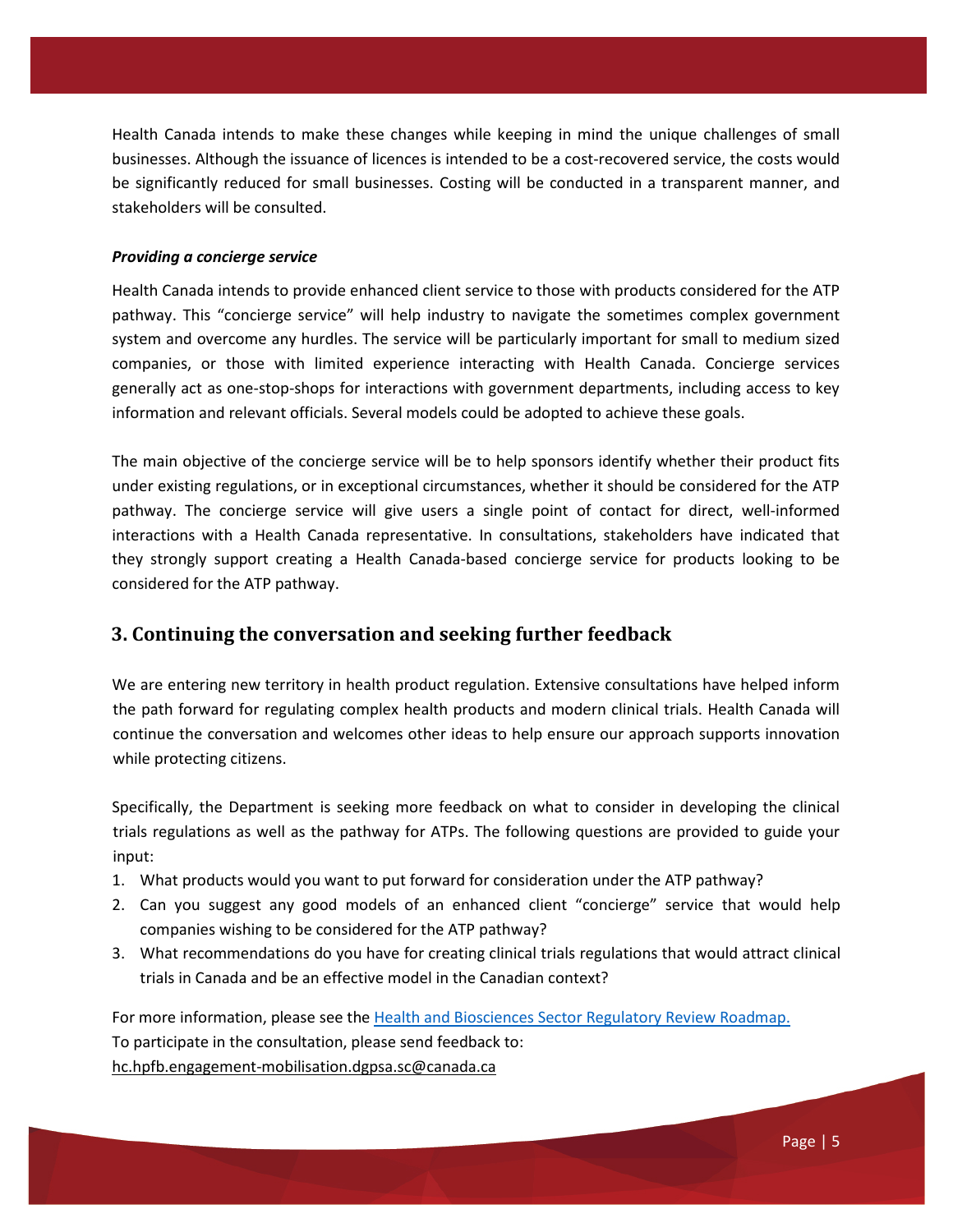Health Canada intends to make these changes while keeping in mind the unique challenges of small businesses. Although the issuance of licences is intended to be a cost-recovered service, the costs would be significantly reduced for small businesses. Costing will be conducted in a transparent manner, and stakeholders will be consulted.

***Providing a concierge service***

Health Canada intends to provide enhanced client service to those with products considered for the ATP pathway. This "concierge service" will help industry to navigate the sometimes complex government system and overcome any hurdles. The service will be particularly important for small to medium sized companies, or those with limited experience interacting with Health Canada. Concierge services generally act as one-stop-shops for interactions with government departments, including access to key information and relevant officials. Several models could be adopted to achieve these goals.

The main objective of the concierge service will be to help sponsors identify whether their product fits under existing regulations, or in exceptional circumstances, whether it should be considered for the ATP pathway. The concierge service will give users a single point of contact for direct, well-informed interactions with a Health Canada representative. In consultations, stakeholders have indicated that they strongly support creating a Health Canada-based concierge service for products looking to be considered for the ATP pathway.

## 3. Continuing the conversation and seeking further feedback

We are entering new territory in health product regulation. Extensive consultations have helped inform the path forward for regulating complex health products and modern clinical trials. Health Canada will continue the conversation and welcomes other ideas to help ensure our approach supports innovation while protecting citizens.

Specifically, the Department is seeking more feedback on what to consider in developing the clinical trials regulations as well as the pathway for ATPs. The following questions are provided to guide your input:

1. What products would you want to put forward for consideration under the ATP pathway?
2. Can you suggest any good models of an enhanced client "concierge" service that would help companies wishing to be considered for the ATP pathway?
3. What recommendations do you have for creating clinical trials regulations that would attract clinical trials in Canada and be an effective model in the Canadian context?

For more information, please see the Health and Biosciences Sector Regulatory Review Roadmap.
To participate in the consultation, please send feedback to:
hc.hpfb.engagement-mobilisation.dgpsa.sc@canada.ca